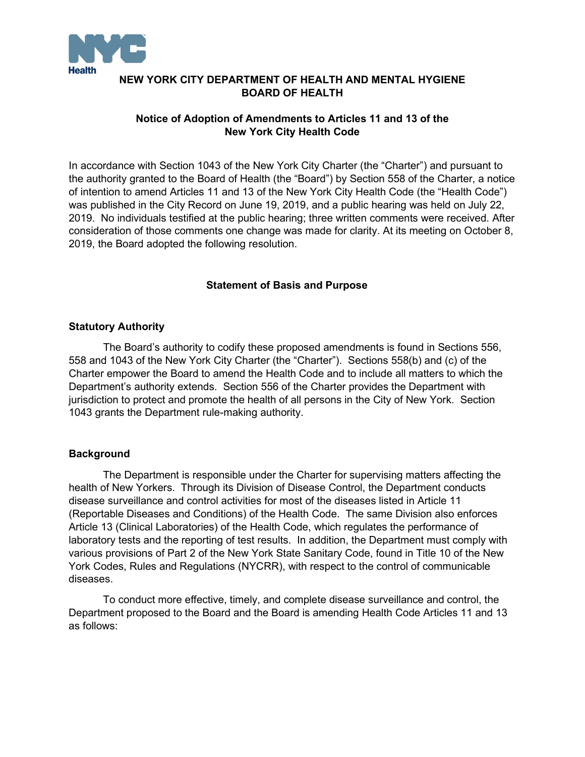NYC Health

**NEW YORK CITY DEPARTMENT OF HEALTH AND MENTAL HYGIENE**
**BOARD OF HEALTH**

**Notice of Adoption of Amendments to Articles 11 and 13 of the New York City Health Code**

In accordance with Section 1043 of the New York City Charter (the "Charter") and pursuant to the authority granted to the Board of Health (the "Board") by Section 558 of the Charter, a notice of intention to amend Articles 11 and 13 of the New York City Health Code (the "Health Code") was published in the City Record on June 19, 2019, and a public hearing was held on July 22, 2019. No individuals testified at the public hearing; three written comments were received. After consideration of those comments one change was made for clarity. At its meeting on October 8, 2019, the Board adopted the following resolution.

## Statement of Basis and Purpose

### Statutory Authority

The Board's authority to codify these proposed amendments is found in Sections 556, 558 and 1043 of the New York City Charter (the "Charter"). Sections 558(b) and (c) of the Charter empower the Board to amend the Health Code and to include all matters to which the Department's authority extends. Section 556 of the Charter provides the Department with jurisdiction to protect and promote the health of all persons in the City of New York. Section 1043 grants the Department rule-making authority.

### Background

The Department is responsible under the Charter for supervising matters affecting the health of New Yorkers. Through its Division of Disease Control, the Department conducts disease surveillance and control activities for most of the diseases listed in Article 11 (Reportable Diseases and Conditions) of the Health Code. The same Division also enforces Article 13 (Clinical Laboratories) of the Health Code, which regulates the performance of laboratory tests and the reporting of test results. In addition, the Department must comply with various provisions of Part 2 of the New York State Sanitary Code, found in Title 10 of the New York Codes, Rules and Regulations (NYCRR), with respect to the control of communicable diseases.

To conduct more effective, timely, and complete disease surveillance and control, the Department proposed to the Board and the Board is amending Health Code Articles 11 and 13 as follows: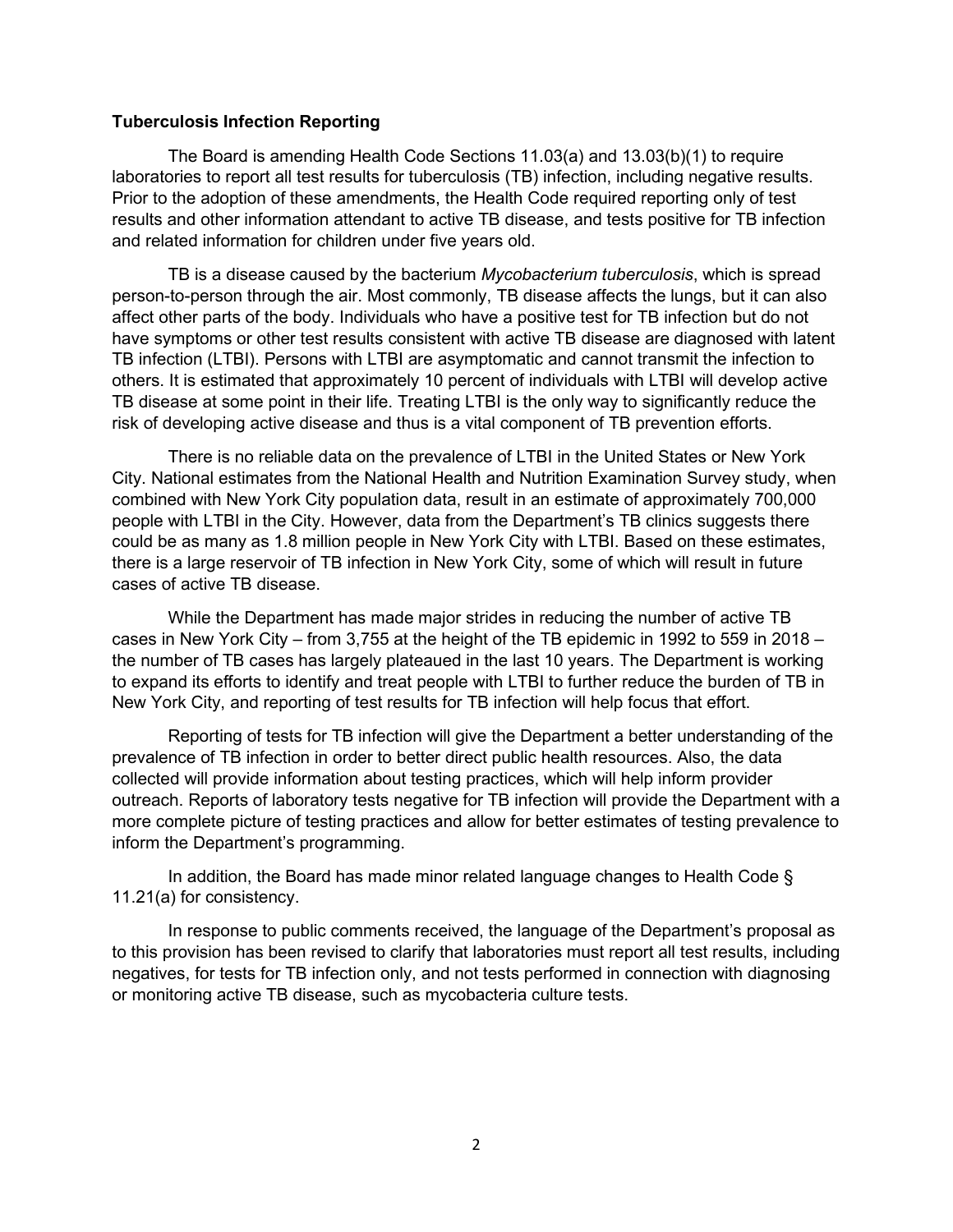**Tuberculosis Infection Reporting**

The Board is amending Health Code Sections 11.03(a) and 13.03(b)(1) to require laboratories to report all test results for tuberculosis (TB) infection, including negative results. Prior to the adoption of these amendments, the Health Code required reporting only of test results and other information attendant to active TB disease, and tests positive for TB infection and related information for children under five years old.

TB is a disease caused by the bacterium *Mycobacterium tuberculosis*, which is spread person-to-person through the air. Most commonly, TB disease affects the lungs, but it can also affect other parts of the body. Individuals who have a positive test for TB infection but do not have symptoms or other test results consistent with active TB disease are diagnosed with latent TB infection (LTBI). Persons with LTBI are asymptomatic and cannot transmit the infection to others. It is estimated that approximately 10 percent of individuals with LTBI will develop active TB disease at some point in their life. Treating LTBI is the only way to significantly reduce the risk of developing active disease and thus is a vital component of TB prevention efforts.

There is no reliable data on the prevalence of LTBI in the United States or New York City. National estimates from the National Health and Nutrition Examination Survey study, when combined with New York City population data, result in an estimate of approximately 700,000 people with LTBI in the City. However, data from the Department's TB clinics suggests there could be as many as 1.8 million people in New York City with LTBI. Based on these estimates, there is a large reservoir of TB infection in New York City, some of which will result in future cases of active TB disease.

While the Department has made major strides in reducing the number of active TB cases in New York City – from 3,755 at the height of the TB epidemic in 1992 to 559 in 2018 – the number of TB cases has largely plateaued in the last 10 years. The Department is working to expand its efforts to identify and treat people with LTBI to further reduce the burden of TB in New York City, and reporting of test results for TB infection will help focus that effort.

Reporting of tests for TB infection will give the Department a better understanding of the prevalence of TB infection in order to better direct public health resources. Also, the data collected will provide information about testing practices, which will help inform provider outreach. Reports of laboratory tests negative for TB infection will provide the Department with a more complete picture of testing practices and allow for better estimates of testing prevalence to inform the Department's programming.

In addition, the Board has made minor related language changes to Health Code § 11.21(a) for consistency.

In response to public comments received, the language of the Department's proposal as to this provision has been revised to clarify that laboratories must report all test results, including negatives, for tests for TB infection only, and not tests performed in connection with diagnosing or monitoring active TB disease, such as mycobacteria culture tests.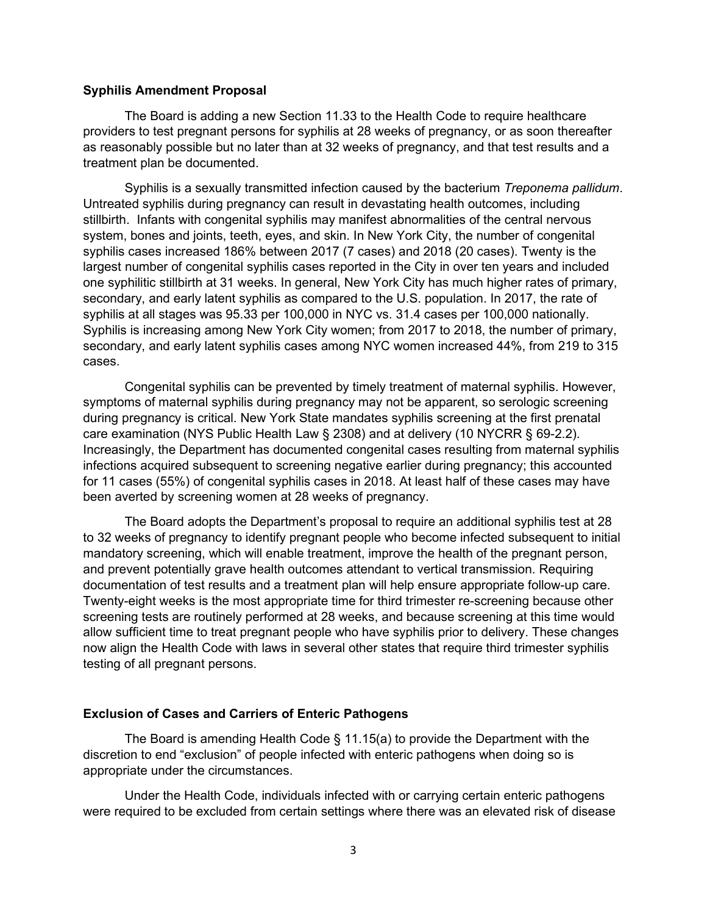**Syphilis Amendment Proposal**

The Board is adding a new Section 11.33 to the Health Code to require healthcare providers to test pregnant persons for syphilis at 28 weeks of pregnancy, or as soon thereafter as reasonably possible but no later than at 32 weeks of pregnancy, and that test results and a treatment plan be documented.

Syphilis is a sexually transmitted infection caused by the bacterium *Treponema pallidum*. Untreated syphilis during pregnancy can result in devastating health outcomes, including stillbirth. Infants with congenital syphilis may manifest abnormalities of the central nervous system, bones and joints, teeth, eyes, and skin. In New York City, the number of congenital syphilis cases increased 186% between 2017 (7 cases) and 2018 (20 cases). Twenty is the largest number of congenital syphilis cases reported in the City in over ten years and included one syphilitic stillbirth at 31 weeks. In general, New York City has much higher rates of primary, secondary, and early latent syphilis as compared to the U.S. population. In 2017, the rate of syphilis at all stages was 95.33 per 100,000 in NYC vs. 31.4 cases per 100,000 nationally. Syphilis is increasing among New York City women; from 2017 to 2018, the number of primary, secondary, and early latent syphilis cases among NYC women increased 44%, from 219 to 315 cases.

Congenital syphilis can be prevented by timely treatment of maternal syphilis. However, symptoms of maternal syphilis during pregnancy may not be apparent, so serologic screening during pregnancy is critical. New York State mandates syphilis screening at the first prenatal care examination (NYS Public Health Law § 2308) and at delivery (10 NYCRR § 69-2.2). Increasingly, the Department has documented congenital cases resulting from maternal syphilis infections acquired subsequent to screening negative earlier during pregnancy; this accounted for 11 cases (55%) of congenital syphilis cases in 2018. At least half of these cases may have been averted by screening women at 28 weeks of pregnancy.

The Board adopts the Department's proposal to require an additional syphilis test at 28 to 32 weeks of pregnancy to identify pregnant people who become infected subsequent to initial mandatory screening, which will enable treatment, improve the health of the pregnant person, and prevent potentially grave health outcomes attendant to vertical transmission. Requiring documentation of test results and a treatment plan will help ensure appropriate follow-up care. Twenty-eight weeks is the most appropriate time for third trimester re-screening because other screening tests are routinely performed at 28 weeks, and because screening at this time would allow sufficient time to treat pregnant people who have syphilis prior to delivery. These changes now align the Health Code with laws in several other states that require third trimester syphilis testing of all pregnant persons.

**Exclusion of Cases and Carriers of Enteric Pathogens**

The Board is amending Health Code § 11.15(a) to provide the Department with the discretion to end "exclusion" of people infected with enteric pathogens when doing so is appropriate under the circumstances.

Under the Health Code, individuals infected with or carrying certain enteric pathogens were required to be excluded from certain settings where there was an elevated risk of disease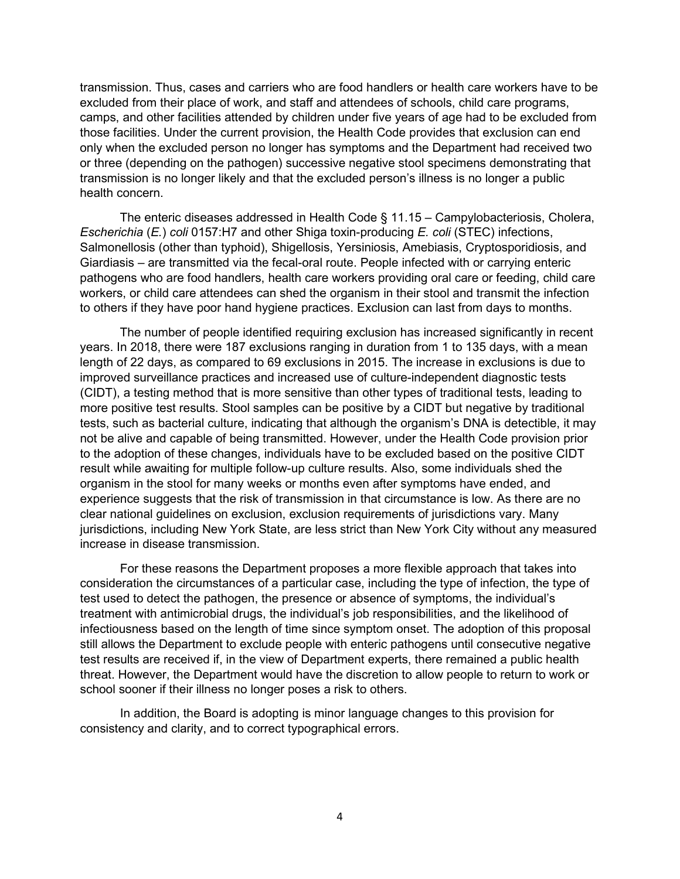transmission. Thus, cases and carriers who are food handlers or health care workers have to be excluded from their place of work, and staff and attendees of schools, child care programs, camps, and other facilities attended by children under five years of age had to be excluded from those facilities. Under the current provision, the Health Code provides that exclusion can end only when the excluded person no longer has symptoms and the Department had received two or three (depending on the pathogen) successive negative stool specimens demonstrating that transmission is no longer likely and that the excluded person's illness is no longer a public health concern.

The enteric diseases addressed in Health Code § 11.15 – Campylobacteriosis, Cholera, *Escherichia* (*E.*) *coli* 0157:H7 and other Shiga toxin-producing *E. coli* (STEC) infections, Salmonellosis (other than typhoid), Shigellosis, Yersiniosis, Amebiasis, Cryptosporidiosis, and Giardiasis – are transmitted via the fecal-oral route. People infected with or carrying enteric pathogens who are food handlers, health care workers providing oral care or feeding, child care workers, or child care attendees can shed the organism in their stool and transmit the infection to others if they have poor hand hygiene practices. Exclusion can last from days to months.

The number of people identified requiring exclusion has increased significantly in recent years. In 2018, there were 187 exclusions ranging in duration from 1 to 135 days, with a mean length of 22 days, as compared to 69 exclusions in 2015. The increase in exclusions is due to improved surveillance practices and increased use of culture-independent diagnostic tests (CIDT), a testing method that is more sensitive than other types of traditional tests, leading to more positive test results. Stool samples can be positive by a CIDT but negative by traditional tests, such as bacterial culture, indicating that although the organism's DNA is detectible, it may not be alive and capable of being transmitted. However, under the Health Code provision prior to the adoption of these changes, individuals have to be excluded based on the positive CIDT result while awaiting for multiple follow-up culture results. Also, some individuals shed the organism in the stool for many weeks or months even after symptoms have ended, and experience suggests that the risk of transmission in that circumstance is low. As there are no clear national guidelines on exclusion, exclusion requirements of jurisdictions vary. Many jurisdictions, including New York State, are less strict than New York City without any measured increase in disease transmission.

For these reasons the Department proposes a more flexible approach that takes into consideration the circumstances of a particular case, including the type of infection, the type of test used to detect the pathogen, the presence or absence of symptoms, the individual's treatment with antimicrobial drugs, the individual's job responsibilities, and the likelihood of infectiousness based on the length of time since symptom onset. The adoption of this proposal still allows the Department to exclude people with enteric pathogens until consecutive negative test results are received if, in the view of Department experts, there remained a public health threat. However, the Department would have the discretion to allow people to return to work or school sooner if their illness no longer poses a risk to others.

In addition, the Board is adopting is minor language changes to this provision for consistency and clarity, and to correct typographical errors.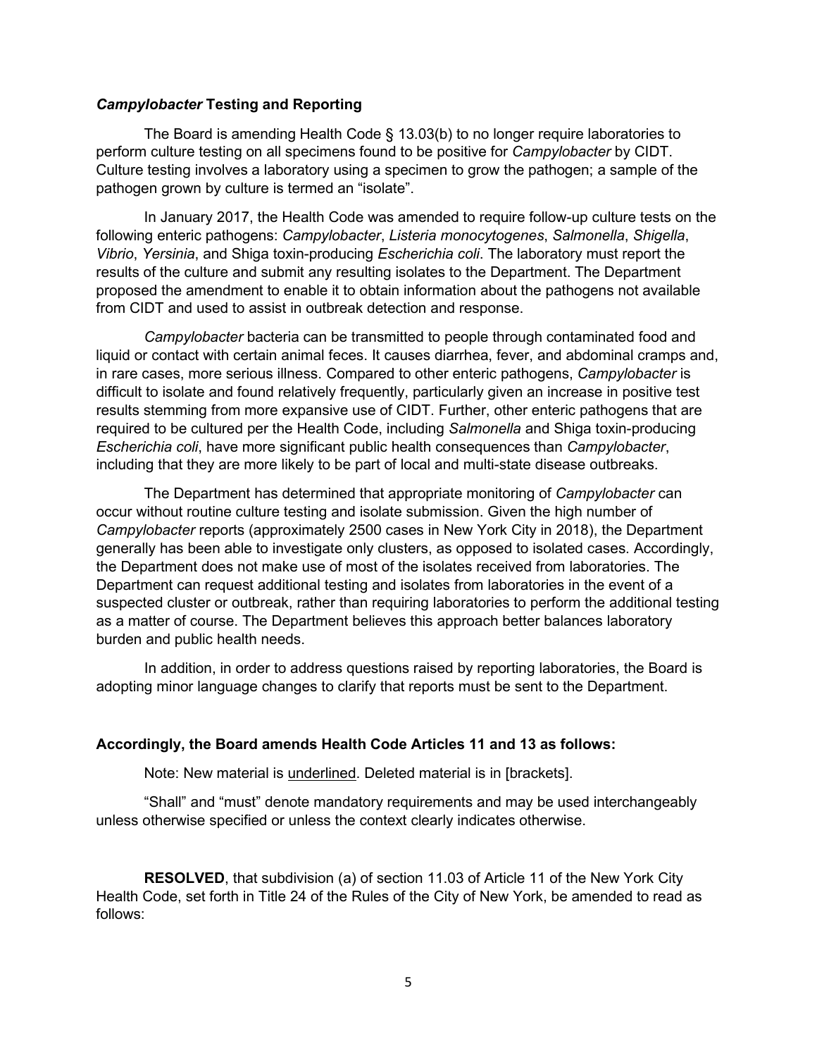***Campylobacter* Testing and Reporting**

The Board is amending Health Code § 13.03(b) to no longer require laboratories to perform culture testing on all specimens found to be positive for *Campylobacter* by CIDT. Culture testing involves a laboratory using a specimen to grow the pathogen; a sample of the pathogen grown by culture is termed an "isolate".

In January 2017, the Health Code was amended to require follow-up culture tests on the following enteric pathogens: *Campylobacter*, *Listeria monocytogenes*, *Salmonella*, *Shigella*, *Vibrio*, *Yersinia*, and Shiga toxin-producing *Escherichia coli*. The laboratory must report the results of the culture and submit any resulting isolates to the Department. The Department proposed the amendment to enable it to obtain information about the pathogens not available from CIDT and used to assist in outbreak detection and response.

*Campylobacter* bacteria can be transmitted to people through contaminated food and liquid or contact with certain animal feces. It causes diarrhea, fever, and abdominal cramps and, in rare cases, more serious illness. Compared to other enteric pathogens, *Campylobacter* is difficult to isolate and found relatively frequently, particularly given an increase in positive test results stemming from more expansive use of CIDT. Further, other enteric pathogens that are required to be cultured per the Health Code, including *Salmonella* and Shiga toxin-producing *Escherichia coli*, have more significant public health consequences than *Campylobacter*, including that they are more likely to be part of local and multi-state disease outbreaks.

The Department has determined that appropriate monitoring of *Campylobacter* can occur without routine culture testing and isolate submission. Given the high number of *Campylobacter* reports (approximately 2500 cases in New York City in 2018), the Department generally has been able to investigate only clusters, as opposed to isolated cases. Accordingly, the Department does not make use of most of the isolates received from laboratories. The Department can request additional testing and isolates from laboratories in the event of a suspected cluster or outbreak, rather than requiring laboratories to perform the additional testing as a matter of course. The Department believes this approach better balances laboratory burden and public health needs.

In addition, in order to address questions raised by reporting laboratories, the Board is adopting minor language changes to clarify that reports must be sent to the Department.

**Accordingly, the Board amends Health Code Articles 11 and 13 as follows:**

Note: New material is <u>underlined</u>. Deleted material is in [brackets].

"Shall" and "must" denote mandatory requirements and may be used interchangeably unless otherwise specified or unless the context clearly indicates otherwise.

**RESOLVED**, that subdivision (a) of section 11.03 of Article 11 of the New York City Health Code, set forth in Title 24 of the Rules of the City of New York, be amended to read as follows: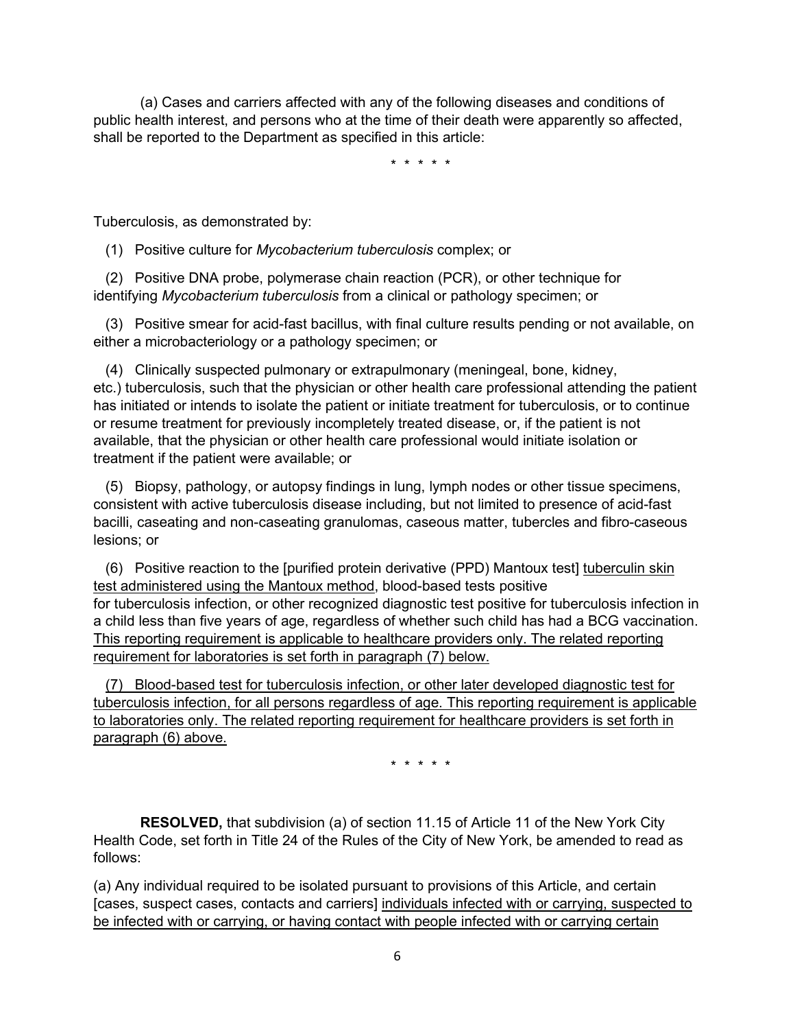(a) Cases and carriers affected with any of the following diseases and conditions of public health interest, and persons who at the time of their death were apparently so affected, shall be reported to the Department as specified in this article:

\* \* \* \* \*

Tuberculosis, as demonstrated by:

(1) Positive culture for *Mycobacterium tuberculosis* complex; or

(2) Positive DNA probe, polymerase chain reaction (PCR), or other technique for identifying *Mycobacterium tuberculosis* from a clinical or pathology specimen; or

(3) Positive smear for acid-fast bacillus, with final culture results pending or not available, on either a microbacteriology or a pathology specimen; or

(4) Clinically suspected pulmonary or extrapulmonary (meningeal, bone, kidney, etc.) tuberculosis, such that the physician or other health care professional attending the patient has initiated or intends to isolate the patient or initiate treatment for tuberculosis, or to continue or resume treatment for previously incompletely treated disease, or, if the patient is not available, that the physician or other health care professional would initiate isolation or treatment if the patient were available; or

(5) Biopsy, pathology, or autopsy findings in lung, lymph nodes or other tissue specimens, consistent with active tuberculosis disease including, but not limited to presence of acid-fast bacilli, caseating and non-caseating granulomas, caseous matter, tubercles and fibro-caseous lesions; or

(6) Positive reaction to the [purified protein derivative (PPD) Mantoux test] <u>tuberculin skin test administered using the Mantoux method</u>, blood-based tests positive for tuberculosis infection, or other recognized diagnostic test positive for tuberculosis infection in a child less than five years of age, regardless of whether such child has had a BCG vaccination. <u>This reporting requirement is applicable to healthcare providers only. The related reporting requirement for laboratories is set forth in paragraph (7) below.</u>

<u>(7) Blood-based test for tuberculosis infection, or other later developed diagnostic test for tuberculosis infection, for all persons regardless of age. This reporting requirement is applicable to laboratories only. The related reporting requirement for healthcare providers is set forth in paragraph (6) above.</u>

\* \* \* \* \*

**RESOLVED,** that subdivision (a) of section 11.15 of Article 11 of the New York City Health Code, set forth in Title 24 of the Rules of the City of New York, be amended to read as follows:

(a) Any individual required to be isolated pursuant to provisions of this Article, and certain [cases, suspect cases, contacts and carriers] <u>individuals infected with or carrying, suspected to be infected with or carrying, or having contact with people infected with or carrying certain</u>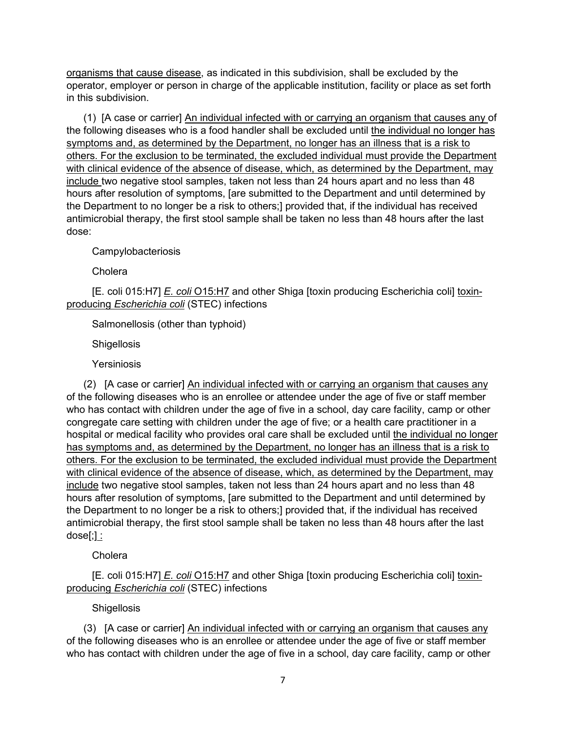organisms that cause disease, as indicated in this subdivision, shall be excluded by the operator, employer or person in charge of the applicable institution, facility or place as set forth in this subdivision.

(1) [A case or carrier] An individual infected with or carrying an organism that causes any of the following diseases who is a food handler shall be excluded until the individual no longer has symptoms and, as determined by the Department, no longer has an illness that is a risk to others. For the exclusion to be terminated, the excluded individual must provide the Department with clinical evidence of the absence of disease, which, as determined by the Department, may include two negative stool samples, taken not less than 24 hours apart and no less than 48 hours after resolution of symptoms, [are submitted to the Department and until determined by the Department to no longer be a risk to others;] provided that, if the individual has received antimicrobial therapy, the first stool sample shall be taken no less than 48 hours after the last dose:

Campylobacteriosis

Cholera

[E. coli 015:H7] *E. coli* O15:H7 and other Shiga [toxin producing Escherichia coli] toxin-producing *Escherichia coli* (STEC) infections

Salmonellosis (other than typhoid)

Shigellosis

Yersiniosis

(2) [A case or carrier] An individual infected with or carrying an organism that causes any of the following diseases who is an enrollee or attendee under the age of five or staff member who has contact with children under the age of five in a school, day care facility, camp or other congregate care setting with children under the age of five; or a health care practitioner in a hospital or medical facility who provides oral care shall be excluded until the individual no longer has symptoms and, as determined by the Department, no longer has an illness that is a risk to others. For the exclusion to be terminated, the excluded individual must provide the Department with clinical evidence of the absence of disease, which, as determined by the Department, may include two negative stool samples, taken not less than 24 hours apart and no less than 48 hours after resolution of symptoms, [are submitted to the Department and until determined by the Department to no longer be a risk to others;] provided that, if the individual has received antimicrobial therapy, the first stool sample shall be taken no less than 48 hours after the last dose[;] :

Cholera

[E. coli 015:H7] *E. coli* O15:H7 and other Shiga [toxin producing Escherichia coli] toxin-producing *Escherichia coli* (STEC) infections

Shigellosis

(3) [A case or carrier] An individual infected with or carrying an organism that causes any of the following diseases who is an enrollee or attendee under the age of five or staff member who has contact with children under the age of five in a school, day care facility, camp or other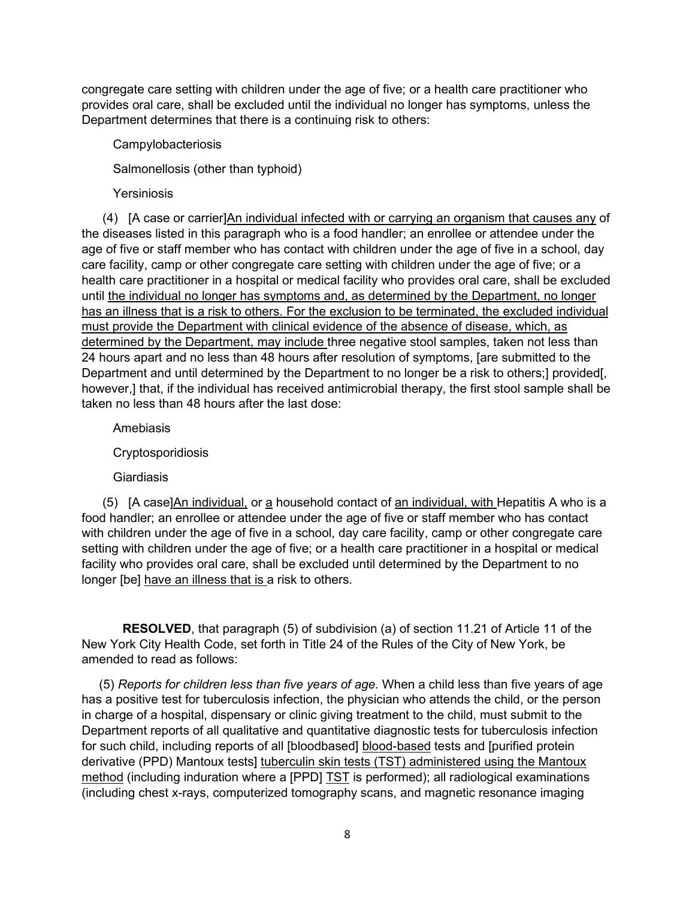congregate care setting with children under the age of five; or a health care practitioner who provides oral care, shall be excluded until the individual no longer has symptoms, unless the Department determines that there is a continuing risk to others:

Campylobacteriosis

Salmonellosis (other than typhoid)

Yersiniosis

(4) [A case or carrier]<u>An individual infected with or carrying an organism that causes any</u> of the diseases listed in this paragraph who is a food handler; an enrollee or attendee under the age of five or staff member who has contact with children under the age of five in a school, day care facility, camp or other congregate care setting with children under the age of five; or a health care practitioner in a hospital or medical facility who provides oral care, shall be excluded until <u>the individual no longer has symptoms and, as determined by the Department, no longer has an illness that is a risk to others. For the exclusion to be terminated, the excluded individual must provide the Department with clinical evidence of the absence of disease, which, as determined by the Department, may include</u> three negative stool samples, taken not less than 24 hours apart and no less than 48 hours after resolution of symptoms, [are submitted to the Department and until determined by the Department to no longer be a risk to others;] provided[, however,] that, if the individual has received antimicrobial therapy, the first stool sample shall be taken no less than 48 hours after the last dose:

Amebiasis

Cryptosporidiosis

Giardiasis

(5) [A case]<u>An individual,</u> or <u>a</u> household contact of <u>an individual, with</u> Hepatitis A who is a food handler; an enrollee or attendee under the age of five or staff member who has contact with children under the age of five in a school, day care facility, camp or other congregate care setting with children under the age of five; or a health care practitioner in a hospital or medical facility who provides oral care, shall be excluded until determined by the Department to no longer [be] <u>have an illness that is</u> a risk to others.

**RESOLVED**, that paragraph (5) of subdivision (a) of section 11.21 of Article 11 of the New York City Health Code, set forth in Title 24 of the Rules of the City of New York, be amended to read as follows:

(5) *Reports for children less than five years of age.* When a child less than five years of age has a positive test for tuberculosis infection, the physician who attends the child, or the person in charge of a hospital, dispensary or clinic giving treatment to the child, must submit to the Department reports of all qualitative and quantitative diagnostic tests for tuberculosis infection for such child, including reports of all [bloodbased] <u>blood-based</u> tests and [purified protein derivative (PPD) Mantoux tests] <u>tuberculin skin tests (TST) administered using the Mantoux method</u> (including induration where a [PPD] <u>TST</u> is performed); all radiological examinations (including chest x-rays, computerized tomography scans, and magnetic resonance imaging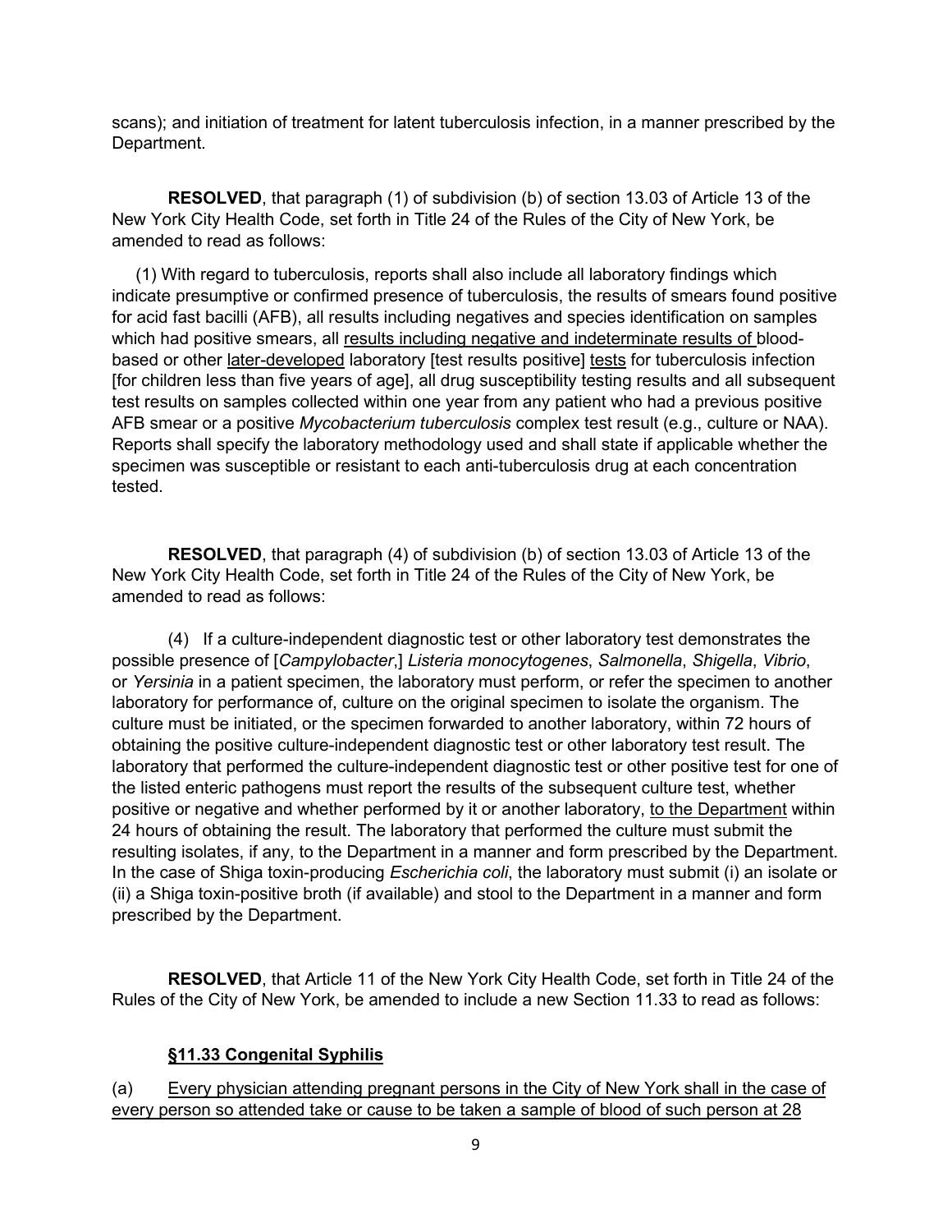scans); and initiation of treatment for latent tuberculosis infection, in a manner prescribed by the Department.

**RESOLVED**, that paragraph (1) of subdivision (b) of section 13.03 of Article 13 of the New York City Health Code, set forth in Title 24 of the Rules of the City of New York, be amended to read as follows:

(1) With regard to tuberculosis, reports shall also include all laboratory findings which indicate presumptive or confirmed presence of tuberculosis, the results of smears found positive for acid fast bacilli (AFB), all results including negatives and species identification on samples which had positive smears, all <u>results including negative and indeterminate results of</u> blood-based or other <u>later-developed</u> laboratory [test results positive] <u>tests</u> for tuberculosis infection [for children less than five years of age], all drug susceptibility testing results and all subsequent test results on samples collected within one year from any patient who had a previous positive AFB smear or a positive *Mycobacterium tuberculosis* complex test result (e.g., culture or NAA). Reports shall specify the laboratory methodology used and shall state if applicable whether the specimen was susceptible or resistant to each anti-tuberculosis drug at each concentration tested.

**RESOLVED**, that paragraph (4) of subdivision (b) of section 13.03 of Article 13 of the New York City Health Code, set forth in Title 24 of the Rules of the City of New York, be amended to read as follows:

(4) If a culture-independent diagnostic test or other laboratory test demonstrates the possible presence of [*Campylobacter*,] *Listeria monocytogenes*, *Salmonella*, *Shigella*, *Vibrio*, or *Yersinia* in a patient specimen, the laboratory must perform, or refer the specimen to another laboratory for performance of, culture on the original specimen to isolate the organism. The culture must be initiated, or the specimen forwarded to another laboratory, within 72 hours of obtaining the positive culture-independent diagnostic test or other laboratory test result. The laboratory that performed the culture-independent diagnostic test or other positive test for one of the listed enteric pathogens must report the results of the subsequent culture test, whether positive or negative and whether performed by it or another laboratory, <u>to the Department</u> within 24 hours of obtaining the result. The laboratory that performed the culture must submit the resulting isolates, if any, to the Department in a manner and form prescribed by the Department. In the case of Shiga toxin-producing *Escherichia coli*, the laboratory must submit (i) an isolate or (ii) a Shiga toxin-positive broth (if available) and stool to the Department in a manner and form prescribed by the Department.

**RESOLVED**, that Article 11 of the New York City Health Code, set forth in Title 24 of the Rules of the City of New York, be amended to include a new Section 11.33 to read as follows:

**<u>§11.33 Congenital Syphilis</u>**

(a) <u>Every physician attending pregnant persons in the City of New York shall in the case of every person so attended take or cause to be taken a sample of blood of such person at 28</u>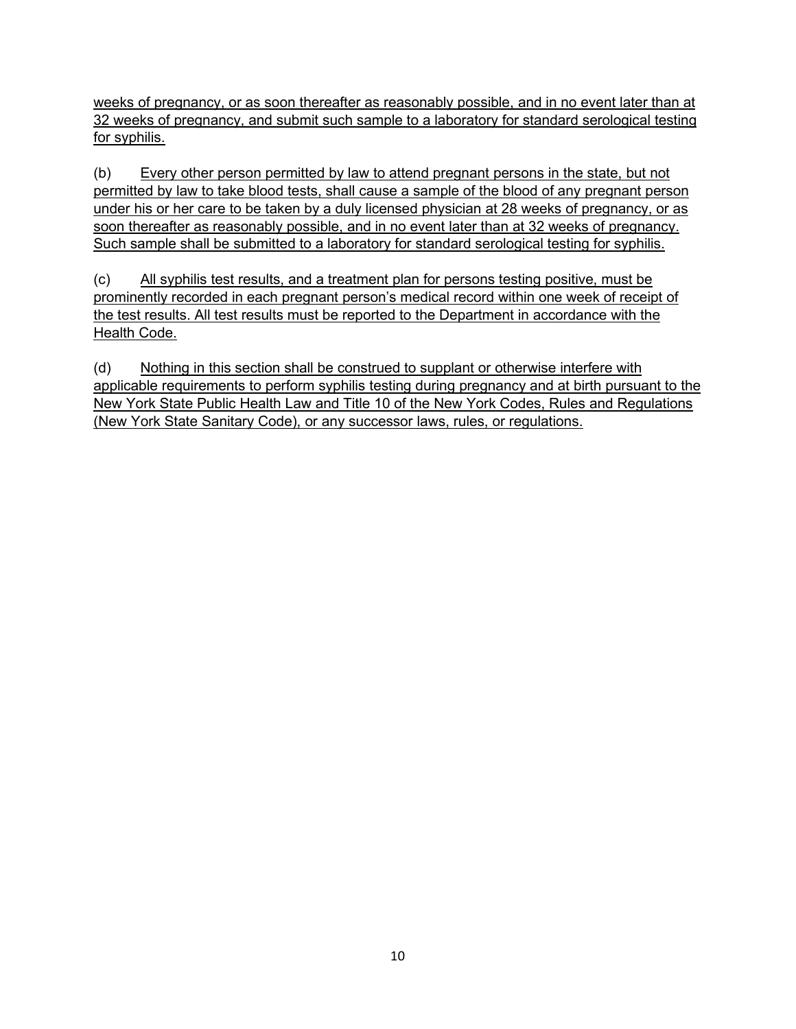weeks of pregnancy, or as soon thereafter as reasonably possible, and in no event later than at 32 weeks of pregnancy, and submit such sample to a laboratory for standard serological testing for syphilis.

(b) Every other person permitted by law to attend pregnant persons in the state, but not permitted by law to take blood tests, shall cause a sample of the blood of any pregnant person under his or her care to be taken by a duly licensed physician at 28 weeks of pregnancy, or as soon thereafter as reasonably possible, and in no event later than at 32 weeks of pregnancy. Such sample shall be submitted to a laboratory for standard serological testing for syphilis.

(c) All syphilis test results, and a treatment plan for persons testing positive, must be prominently recorded in each pregnant person's medical record within one week of receipt of the test results. All test results must be reported to the Department in accordance with the Health Code.

(d) Nothing in this section shall be construed to supplant or otherwise interfere with applicable requirements to perform syphilis testing during pregnancy and at birth pursuant to the New York State Public Health Law and Title 10 of the New York Codes, Rules and Regulations (New York State Sanitary Code), or any successor laws, rules, or regulations.